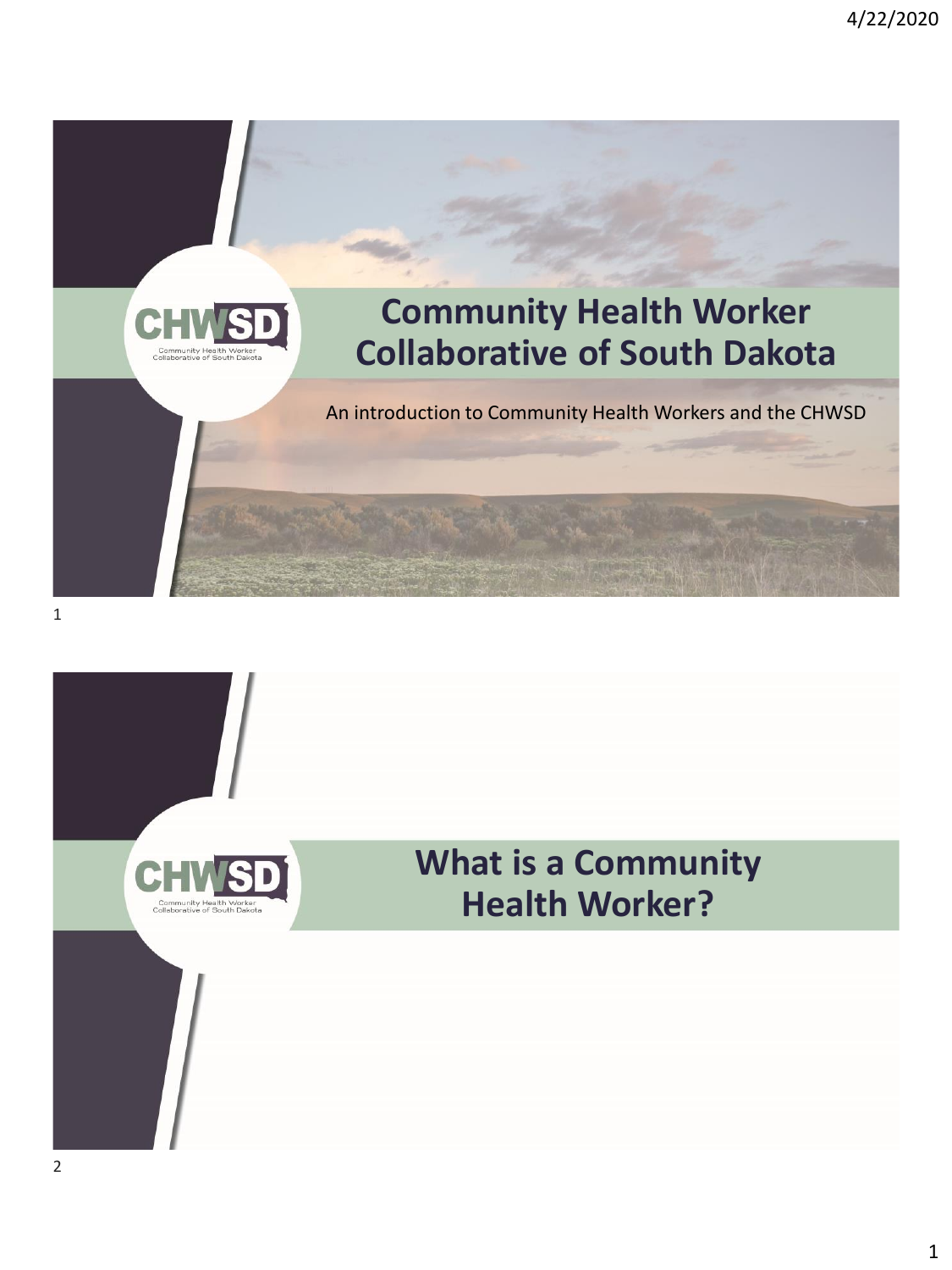# Community Health Worker Collaborative of South Dakota

An introduction to Community Health Workers and the CHWSD

# What is a Community Health Worker?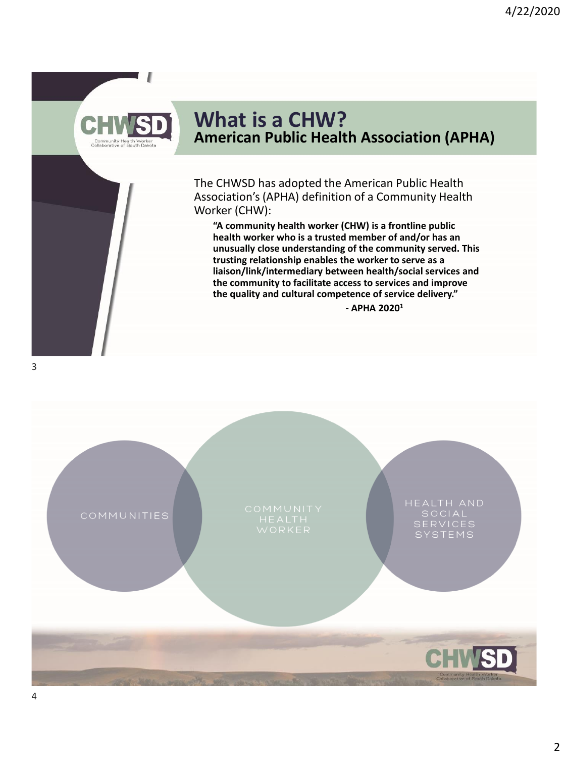# What is a CHW?

## American Public Health Association (APHA)

The CHWSD has adopted the American Public Health Association's (APHA) definition of a Community Health Worker (CHW):

> **"A community health worker (CHW) is a frontline public health worker who is a trusted member of and/or has an unusually close understanding of the community served. This trusting relationship enables the worker to serve as a liaison/link/intermediary between health/social services and the community to facilitate access to services and improve the quality and cultural competence of service delivery."**
>
> **- APHA 2020[1]**

COMMUNITIES

COMMUNITY HEALTH WORKER

HEALTH AND SOCIAL SERVICES SYSTEMS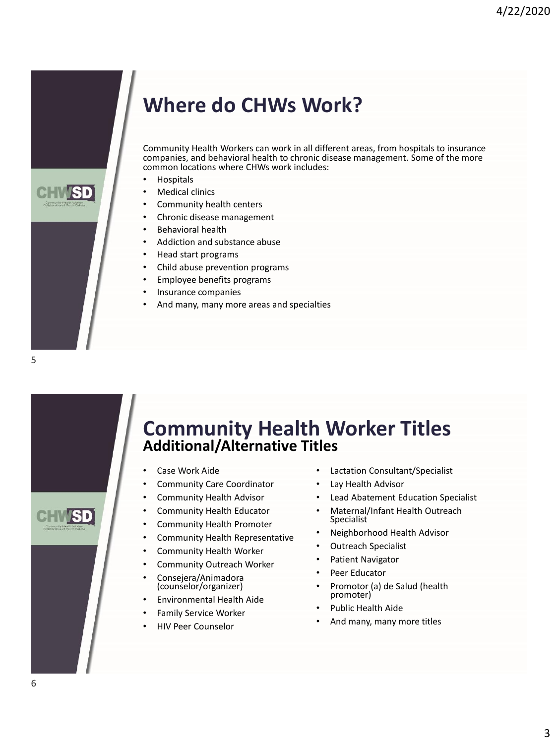# Where do CHWs Work?

Community Health Workers can work in all different areas, from hospitals to insurance companies, and behavioral health to chronic disease management. Some of the more common locations where CHWs work includes:

- Hospitals
- Medical clinics
- Community health centers
- Chronic disease management
- Behavioral health
- Addiction and substance abuse
- Head start programs
- Child abuse prevention programs
- Employee benefits programs
- Insurance companies
- And many, many more areas and specialties

# Community Health Worker Titles

## Additional/Alternative Titles

- Case Work Aide
- Community Care Coordinator
- Community Health Advisor
- Community Health Educator
- Community Health Promoter
- Community Health Representative
- Community Health Worker
- Community Outreach Worker
- Consejera/Animadora (counselor/organizer)
- Environmental Health Aide
- Family Service Worker
- HIV Peer Counselor
- Lactation Consultant/Specialist
- Lay Health Advisor
- Lead Abatement Education Specialist
- Maternal/Infant Health Outreach Specialist
- Neighborhood Health Advisor
- Outreach Specialist
- Patient Navigator
- Peer Educator
- Promotor (a) de Salud (health promoter)
- Public Health Aide
- And many, many more titles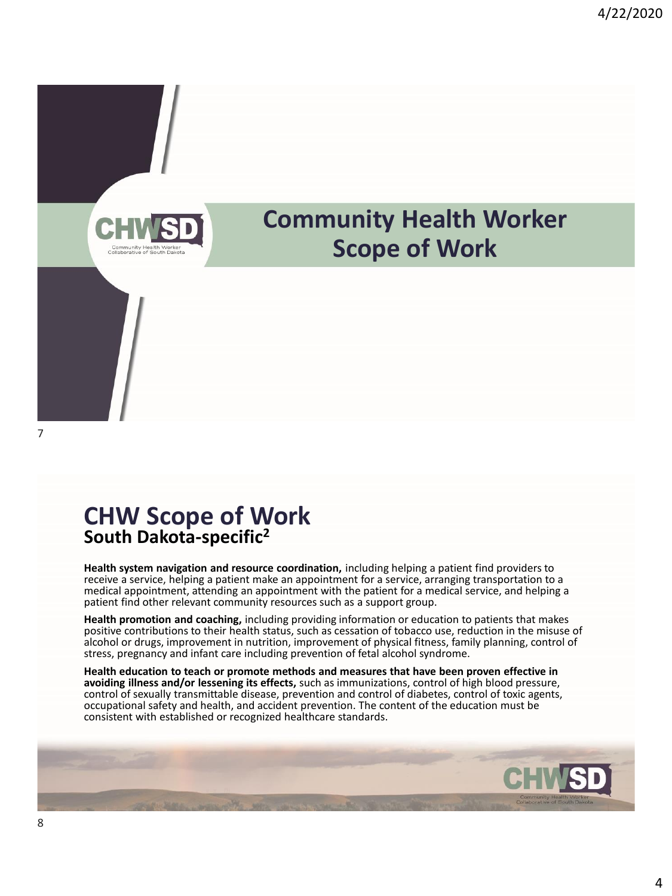# Community Health Worker Scope of Work

# CHW Scope of Work

## South Dakota-specific[2]

**Health system navigation and resource coordination,** including helping a patient find providers to receive a service, helping a patient make an appointment for a service, arranging transportation to a medical appointment, attending an appointment with the patient for a medical service, and helping a patient find other relevant community resources such as a support group.

**Health promotion and coaching,** including providing information or education to patients that makes positive contributions to their health status, such as cessation of tobacco use, reduction in the misuse of alcohol or drugs, improvement in nutrition, improvement of physical fitness, family planning, control of stress, pregnancy and infant care including prevention of fetal alcohol syndrome.

**Health education to teach or promote methods and measures that have been proven effective in avoiding illness and/or lessening its effects,** such as immunizations, control of high blood pressure, control of sexually transmittable disease, prevention and control of diabetes, control of toxic agents, occupational safety and health, and accident prevention. The content of the education must be consistent with established or recognized healthcare standards.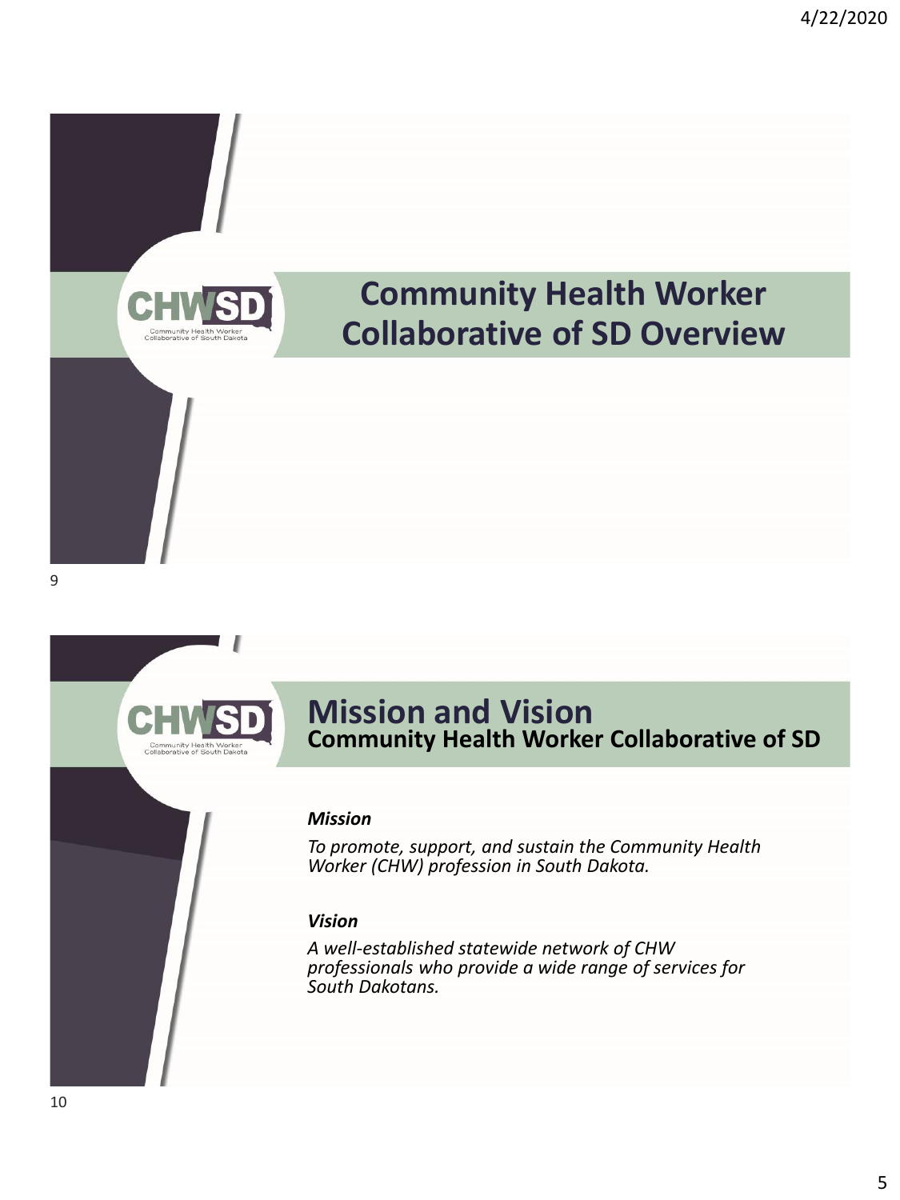# Community Health Worker Collaborative of SD Overview

# Mission and Vision

## Community Health Worker Collaborative of SD

***Mission***

*To promote, support, and sustain the Community Health Worker (CHW) profession in South Dakota.*

***Vision***

*A well-established statewide network of CHW professionals who provide a wide range of services for South Dakotans.*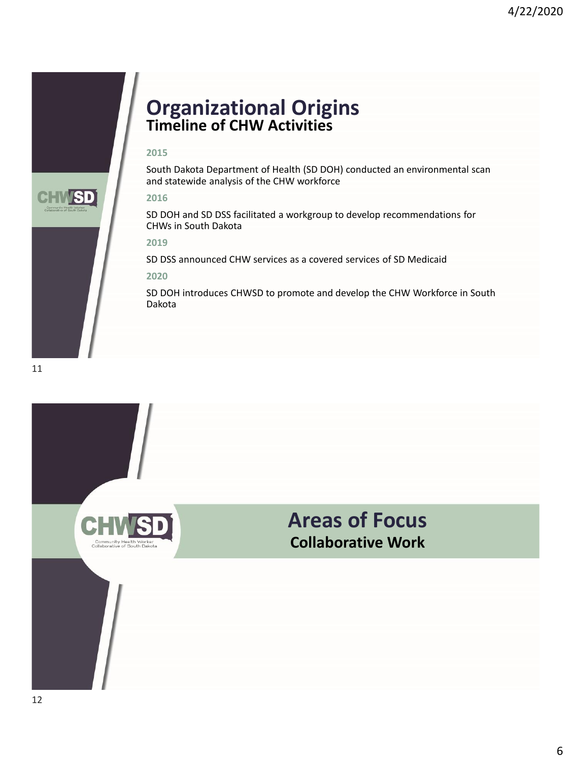# Organizational Origins
## Timeline of CHW Activities

**2015**

South Dakota Department of Health (SD DOH) conducted an environmental scan and statewide analysis of the CHW workforce

**2016**

SD DOH and SD DSS facilitated a workgroup to develop recommendations for CHWs in South Dakota

**2019**

SD DSS announced CHW services as a covered services of SD Medicaid

**2020**

SD DOH introduces CHWSD to promote and develop the CHW Workforce in South Dakota

# Areas of Focus
## Collaborative Work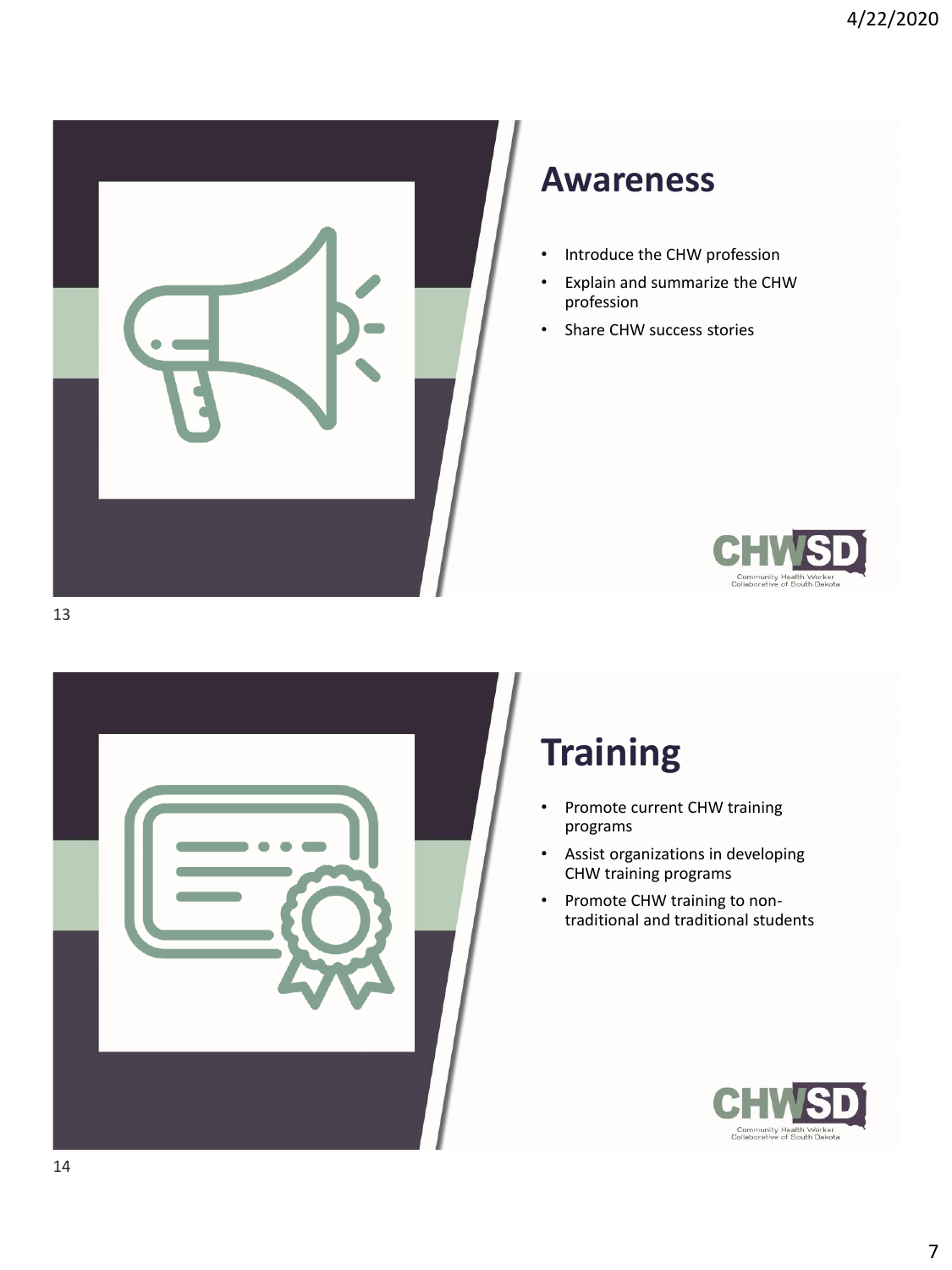# Awareness

- Introduce the CHW profession
- Explain and summarize the CHW profession
- Share CHW success stories

# Training

- Promote current CHW training programs
- Assist organizations in developing CHW training programs
- Promote CHW training to non-traditional and traditional students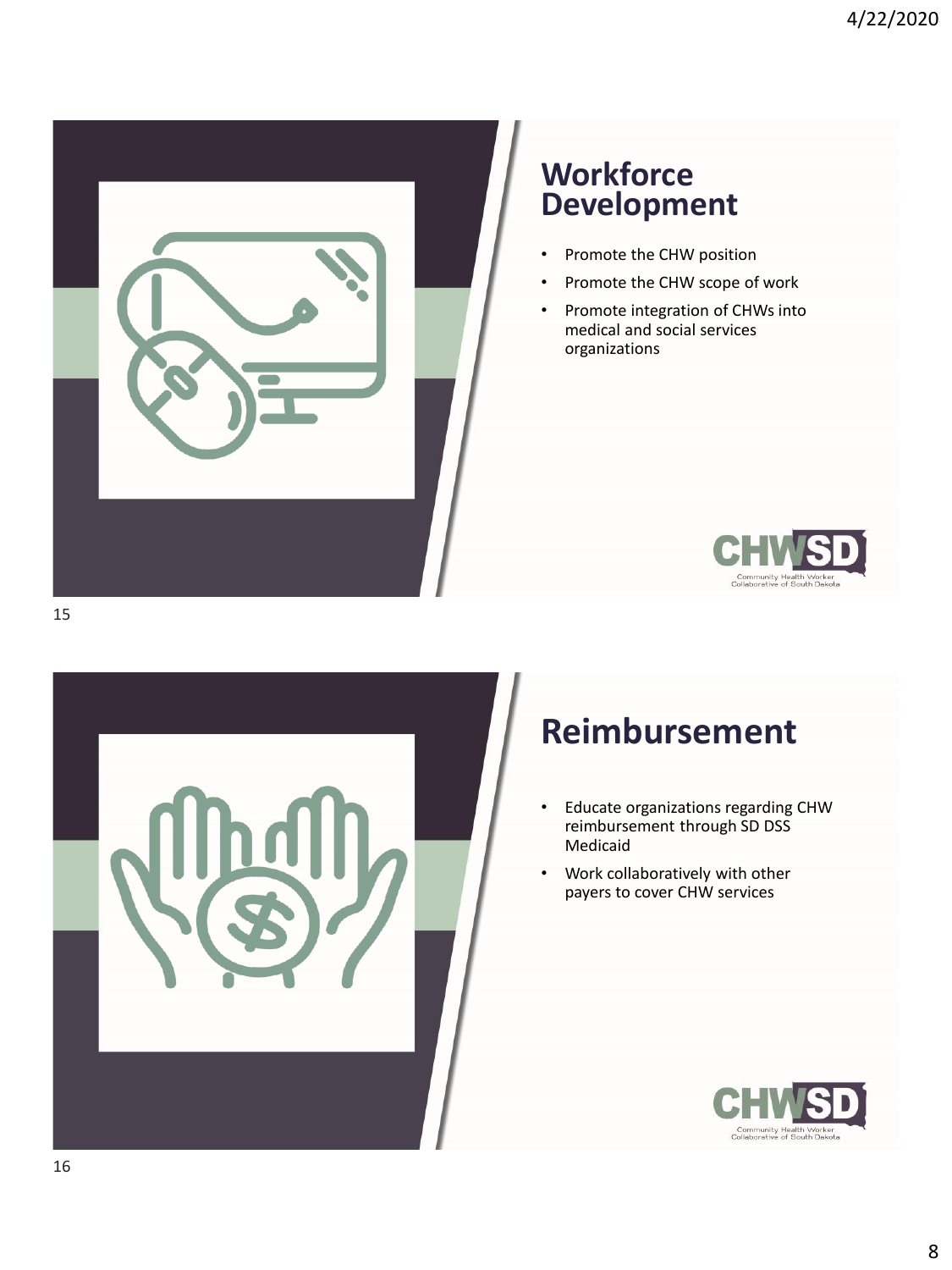## Workforce Development

- Promote the CHW position
- Promote the CHW scope of work
- Promote integration of CHWs into medical and social services organizations

CHWSD
Community Health Worker Collaborative of South Dakota

## Reimbursement

- Educate organizations regarding CHW reimbursement through SD DSS Medicaid
- Work collaboratively with other payers to cover CHW services

CHWSD
Community Health Worker Collaborative of South Dakota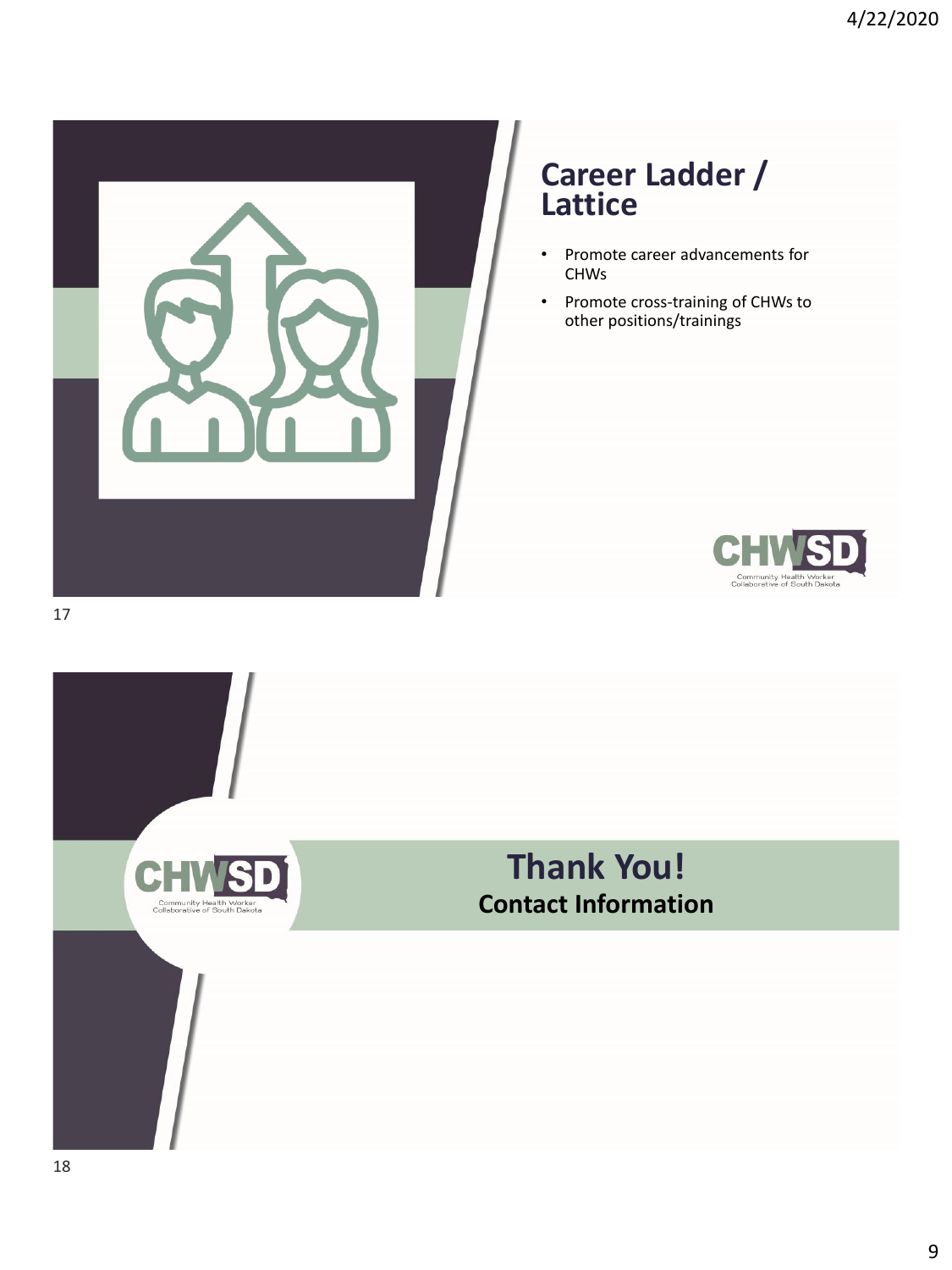## Career Ladder / Lattice

- Promote career advancements for CHWs
- Promote cross-training of CHWs to other positions/trainings

CHWSD
Community Health Worker Collaborative of South Dakota

---

CHWSD
Community Health Worker Collaborative of South Dakota

## Thank You!

**Contact Information**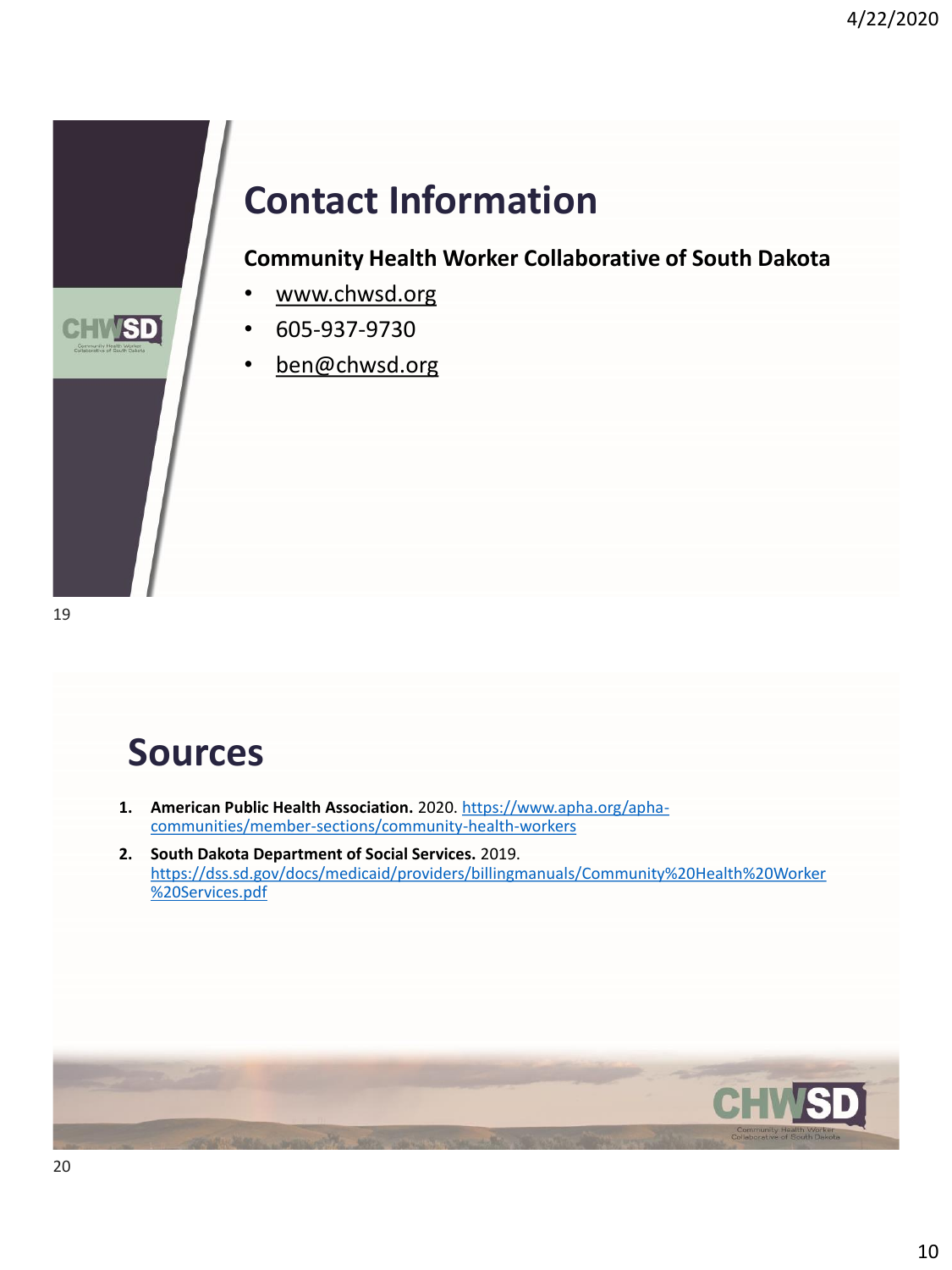# Contact Information

**Community Health Worker Collaborative of South Dakota**

- www.chwsd.org
- 605-937-9730
- ben@chwsd.org

# Sources

1. **American Public Health Association.** 2020. https://www.apha.org/apha-communities/member-sections/community-health-workers
2. **South Dakota Department of Social Services.** 2019. https://dss.sd.gov/docs/medicaid/providers/billingmanuals/Community%20Health%20Worker%20Services.pdf